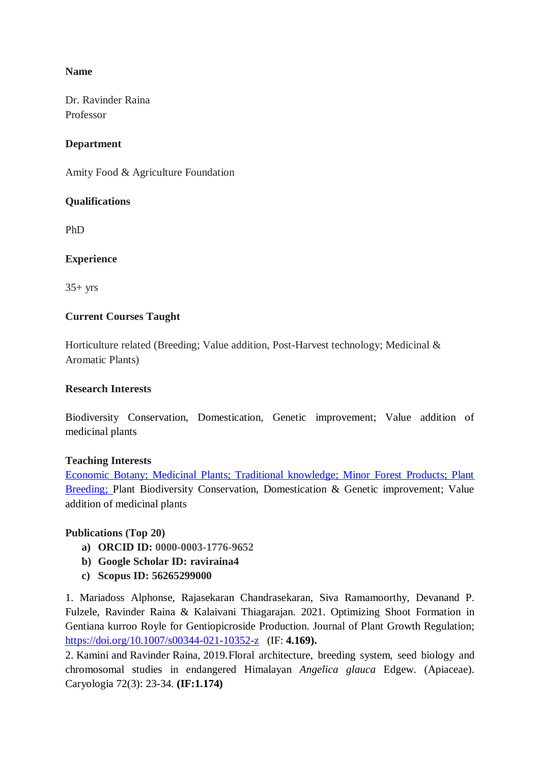**Name**

Dr. Ravinder Raina
Professor

**Department**

Amity Food & Agriculture Foundation

**Qualifications**

PhD

**Experience**

35+ yrs

**Current Courses Taught**

Horticulture related (Breeding; Value addition, Post-Harvest technology; Medicinal & Aromatic Plants)

**Research Interests**

Biodiversity Conservation, Domestication, Genetic improvement; Value addition of medicinal plants

**Teaching Interests**
Economic Botany; Medicinal Plants; Traditional knowledge; Minor Forest Products; Plant Breeding; Plant Biodiversity Conservation, Domestication & Genetic improvement; Value addition of medicinal plants

**Publications (Top 20)**

a) **ORCID ID: 0000-0003-1776-9652**
b) **Google Scholar ID: raviraina4**
c) **Scopus ID: 56265299000**

1. Mariadoss Alphonse, Rajasekaran Chandrasekaran, Siva Ramamoorthy, Devanand P. Fulzele, Ravinder Raina & Kalaivani Thiagarajan. 2021. Optimizing Shoot Formation in Gentiana kurroo Royle for Gentiopicroside Production. Journal of Plant Growth Regulation; https://doi.org/10.1007/s00344-021-10352-z (IF: **4.169).**
2. Kamini and Ravinder Raina, 2019. Floral architecture, breeding system, seed biology and chromosomal studies in endangered Himalayan *Angelica glauca* Edgew. (Apiaceae). Caryologia 72(3): 23-34. **(IF:1.174)**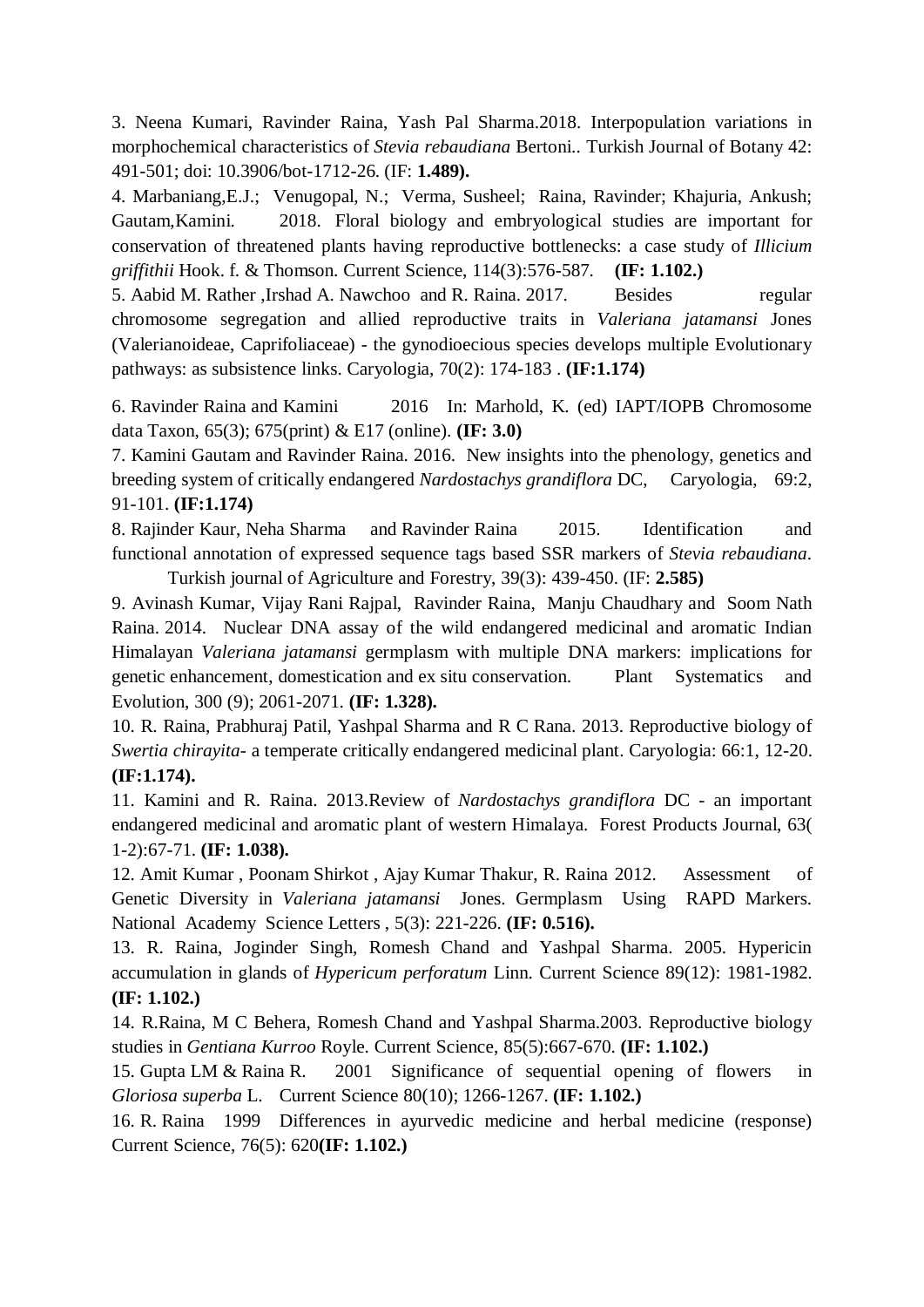3. Neena Kumari, Ravinder Raina, Yash Pal Sharma.2018. Interpopulation variations in morphochemical characteristics of *Stevia rebaudiana* Bertoni.. Turkish Journal of Botany 42: 491-501; doi: 10.3906/bot-1712-26. (IF: **1.489).**

4. Marbaniang,E.J.; Venugopal, N.; Verma, Susheel; Raina, Ravinder; Khajuria, Ankush; Gautam,Kamini. 2018. Floral biology and embryological studies are important for conservation of threatened plants having reproductive bottlenecks: a case study of *Illicium griffithii* Hook. f. & Thomson. Current Science, 114(3):576-587. **(IF: 1.102.)**

5. Aabid M. Rather ,Irshad A. Nawchoo and R. Raina. 2017. Besides regular chromosome segregation and allied reproductive traits in *Valeriana jatamansi* Jones (Valerianoideae, Caprifoliaceae) - the gynodioecious species develops multiple Evolutionary pathways: as subsistence links. Caryologia, 70(2): 174-183 . **(IF:1.174)**

6. Ravinder Raina and Kamini 2016 In: Marhold, K. (ed) IAPT/IOPB Chromosome data Taxon, 65(3); 675(print) & E17 (online). **(IF: 3.0)**

7. Kamini Gautam and Ravinder Raina. 2016. New insights into the phenology, genetics and breeding system of critically endangered *Nardostachys grandiflora* DC, Caryologia, 69:2, 91-101. **(IF:1.174)**

8. Rajinder Kaur, Neha Sharma and Ravinder Raina 2015. Identification and functional annotation of expressed sequence tags based SSR markers of *Stevia rebaudiana*. Turkish journal of Agriculture and Forestry, 39(3): 439-450. (IF: **2.585)**

9. Avinash Kumar, Vijay Rani Rajpal, Ravinder Raina, Manju Chaudhary and Soom Nath Raina. 2014. Nuclear DNA assay of the wild endangered medicinal and aromatic Indian Himalayan *Valeriana jatamansi* germplasm with multiple DNA markers: implications for genetic enhancement, domestication and ex situ conservation. Plant Systematics and Evolution, 300 (9); 2061-2071. **(IF: 1.328).**

10. R. Raina, Prabhuraj Patil, Yashpal Sharma and R C Rana. 2013. Reproductive biology of *Swertia chirayita*- a temperate critically endangered medicinal plant. Caryologia: 66:1, 12-20. **(IF:1.174).**

11. Kamini and R. Raina. 2013.Review of *Nardostachys grandiflora* DC - an important endangered medicinal and aromatic plant of western Himalaya. Forest Products Journal, 63( 1-2):67-71. **(IF: 1.038).**

12. Amit Kumar , Poonam Shirkot , Ajay Kumar Thakur, R. Raina 2012. Assessment of Genetic Diversity in *Valeriana jatamansi* Jones. Germplasm Using RAPD Markers. National Academy Science Letters , 5(3): 221-226. **(IF: 0.516).**

13. R. Raina, Joginder Singh, Romesh Chand and Yashpal Sharma. 2005. Hypericin accumulation in glands of *Hypericum perforatum* Linn. Current Science 89(12): 1981-1982. **(IF: 1.102.)**

14. R.Raina, M C Behera, Romesh Chand and Yashpal Sharma.2003. Reproductive biology studies in *Gentiana Kurroo* Royle. Current Science, 85(5):667-670. **(IF: 1.102.)**

15. Gupta LM & Raina R. 2001 Significance of sequential opening of flowers in *Gloriosa superba* L. Current Science 80(10); 1266-1267. **(IF: 1.102.)**

16. R. Raina 1999 Differences in ayurvedic medicine and herbal medicine (response) Current Science, 76(5): 620**(IF: 1.102.)**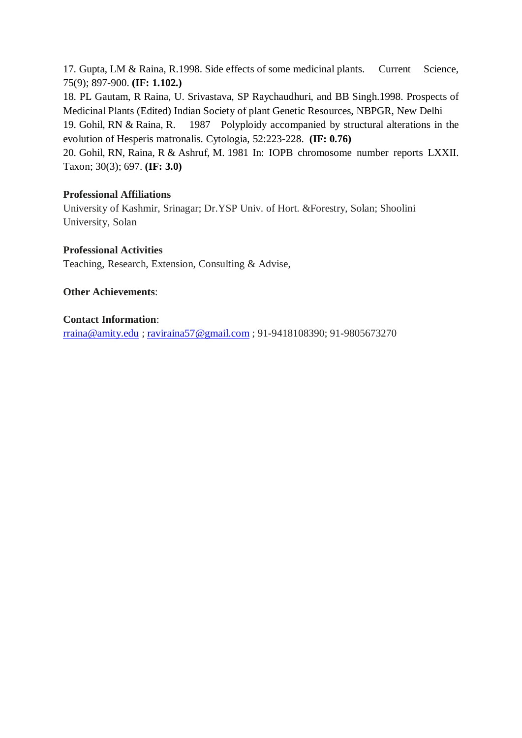17. Gupta, LM & Raina, R.1998. Side effects of some medicinal plants. Current Science, 75(9); 897-900. **(IF: 1.102.)**

18. PL Gautam, R Raina, U. Srivastava, SP Raychaudhuri, and BB Singh.1998. Prospects of Medicinal Plants (Edited) Indian Society of plant Genetic Resources, NBPGR, New Delhi

19. Gohil, RN & Raina, R. 1987 Polyploidy accompanied by structural alterations in the evolution of Hesperis matronalis. Cytologia, 52:223-228. **(IF: 0.76)**

20. Gohil, RN, Raina, R & Ashruf, M. 1981 In: IOPB chromosome number reports LXXII. Taxon; 30(3); 697. **(IF: 3.0)**

**Professional Affiliations**

University of Kashmir, Srinagar; Dr.YSP Univ. of Hort. &Forestry, Solan; Shoolini University, Solan

**Professional Activities**

Teaching, Research, Extension, Consulting & Advise,

**Other Achievements**:

**Contact Information**:

rraina@amity.edu ; raviraina57@gmail.com ; 91-9418108390; 91-9805673270